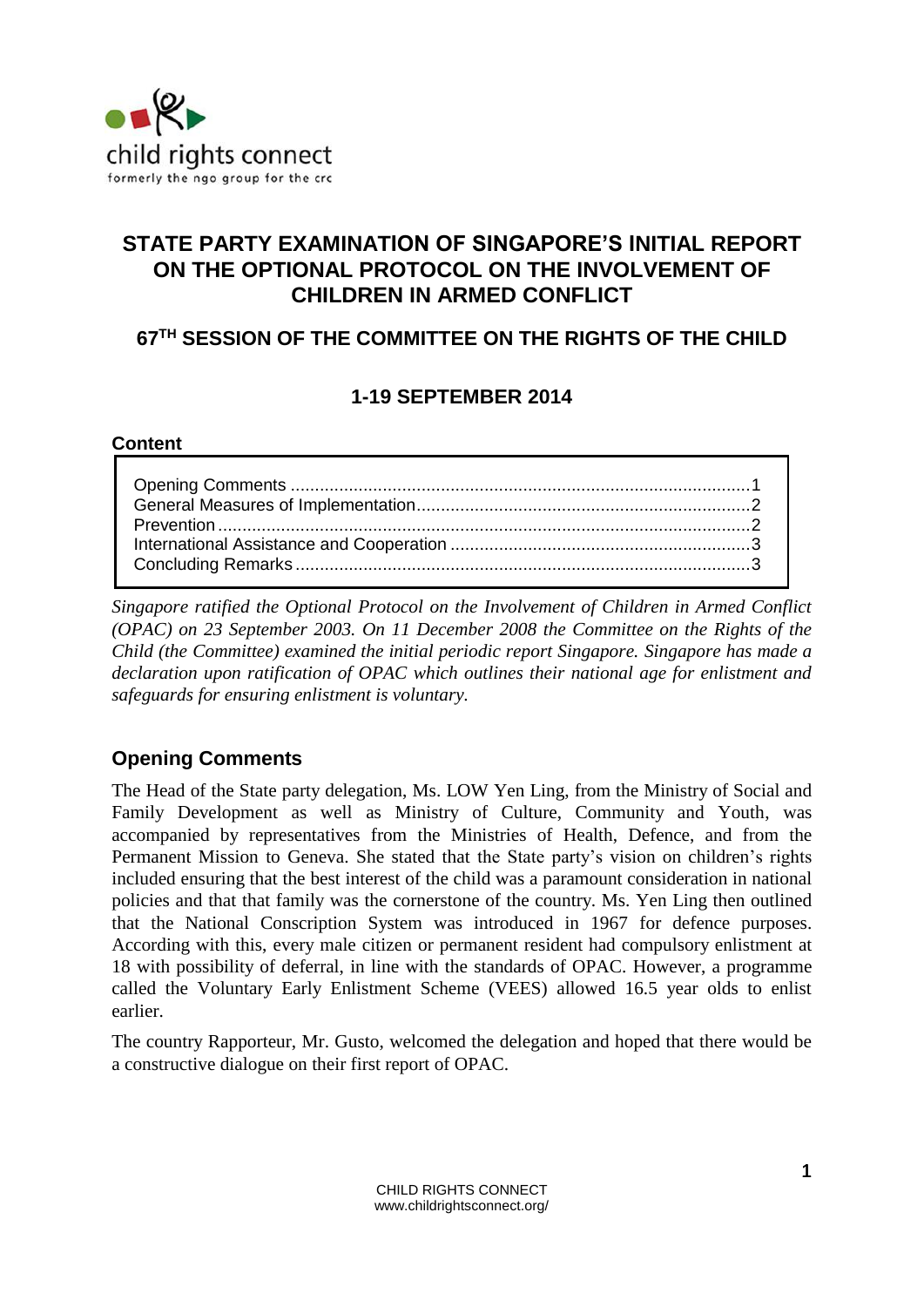child rights connect
formerly the ngo group for the crc

# STATE PARTY EXAMINATION OF SINGAPORE'S INITIAL REPORT ON THE OPTIONAL PROTOCOL ON THE INVOLVEMENT OF CHILDREN IN ARMED CONFLICT

## 67TH SESSION OF THE COMMITTEE ON THE RIGHTS OF THE CHILD

## 1-19 SEPTEMBER 2014

**Content**

Opening Comments ....... 1
General Measures of Implementation ....... 2
Prevention ....... 2
International Assistance and Cooperation ....... 3
Concluding Remarks ....... 3

*Singapore ratified the Optional Protocol on the Involvement of Children in Armed Conflict (OPAC) on 23 September 2003. On 11 December 2008 the Committee on the Rights of the Child (the Committee) examined the initial periodic report Singapore. Singapore has made a declaration upon ratification of OPAC which outlines their national age for enlistment and safeguards for ensuring enlistment is voluntary.*

## Opening Comments

The Head of the State party delegation, Ms. LOW Yen Ling, from the Ministry of Social and Family Development as well as Ministry of Culture, Community and Youth, was accompanied by representatives from the Ministries of Health, Defence, and from the Permanent Mission to Geneva. She stated that the State party's vision on children's rights included ensuring that the best interest of the child was a paramount consideration in national policies and that that family was the cornerstone of the country. Ms. Yen Ling then outlined that the National Conscription System was introduced in 1967 for defence purposes. According with this, every male citizen or permanent resident had compulsory enlistment at 18 with possibility of deferral, in line with the standards of OPAC. However, a programme called the Voluntary Early Enlistment Scheme (VEES) allowed 16.5 year olds to enlist earlier.

The country Rapporteur, Mr. Gusto, welcomed the delegation and hoped that there would be a constructive dialogue on their first report of OPAC.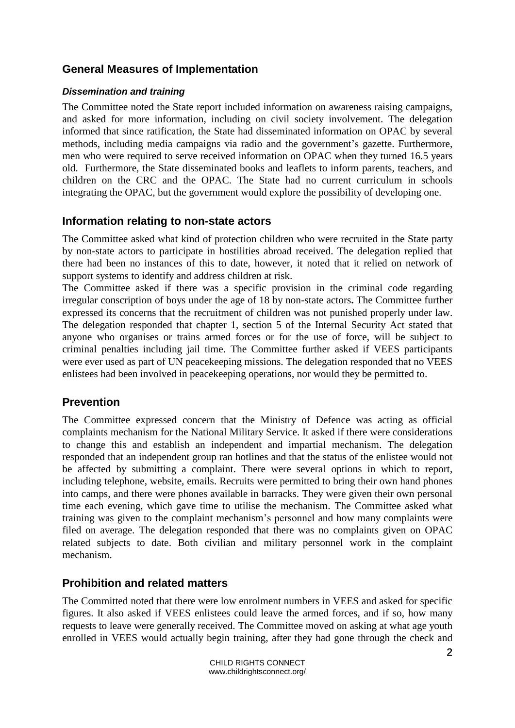## General Measures of Implementation

#### *Dissemination and training*

The Committee noted the State report included information on awareness raising campaigns, and asked for more information, including on civil society involvement. The delegation informed that since ratification, the State had disseminated information on OPAC by several methods, including media campaigns via radio and the government's gazette. Furthermore, men who were required to serve received information on OPAC when they turned 16.5 years old. Furthermore, the State disseminated books and leaflets to inform parents, teachers, and children on the CRC and the OPAC. The State had no current curriculum in schools integrating the OPAC, but the government would explore the possibility of developing one.

## Information relating to non-state actors

The Committee asked what kind of protection children who were recruited in the State party by non-state actors to participate in hostilities abroad received. The delegation replied that there had been no instances of this to date, however, it noted that it relied on network of support systems to identify and address children at risk.

The Committee asked if there was a specific provision in the criminal code regarding irregular conscription of boys under the age of 18 by non-state actors**.** The Committee further expressed its concerns that the recruitment of children was not punished properly under law. The delegation responded that chapter 1, section 5 of the Internal Security Act stated that anyone who organises or trains armed forces or for the use of force, will be subject to criminal penalties including jail time. The Committee further asked if VEES participants were ever used as part of UN peacekeeping missions. The delegation responded that no VEES enlistees had been involved in peacekeeping operations, nor would they be permitted to.

## Prevention

The Committee expressed concern that the Ministry of Defence was acting as official complaints mechanism for the National Military Service. It asked if there were considerations to change this and establish an independent and impartial mechanism. The delegation responded that an independent group ran hotlines and that the status of the enlistee would not be affected by submitting a complaint. There were several options in which to report, including telephone, website, emails. Recruits were permitted to bring their own hand phones into camps, and there were phones available in barracks. They were given their own personal time each evening, which gave time to utilise the mechanism. The Committee asked what training was given to the complaint mechanism's personnel and how many complaints were filed on average. The delegation responded that there was no complaints given on OPAC related subjects to date. Both civilian and military personnel work in the complaint mechanism.

## Prohibition and related matters

The Committed noted that there were low enrolment numbers in VEES and asked for specific figures. It also asked if VEES enlistees could leave the armed forces, and if so, how many requests to leave were generally received. The Committee moved on asking at what age youth enrolled in VEES would actually begin training, after they had gone through the check and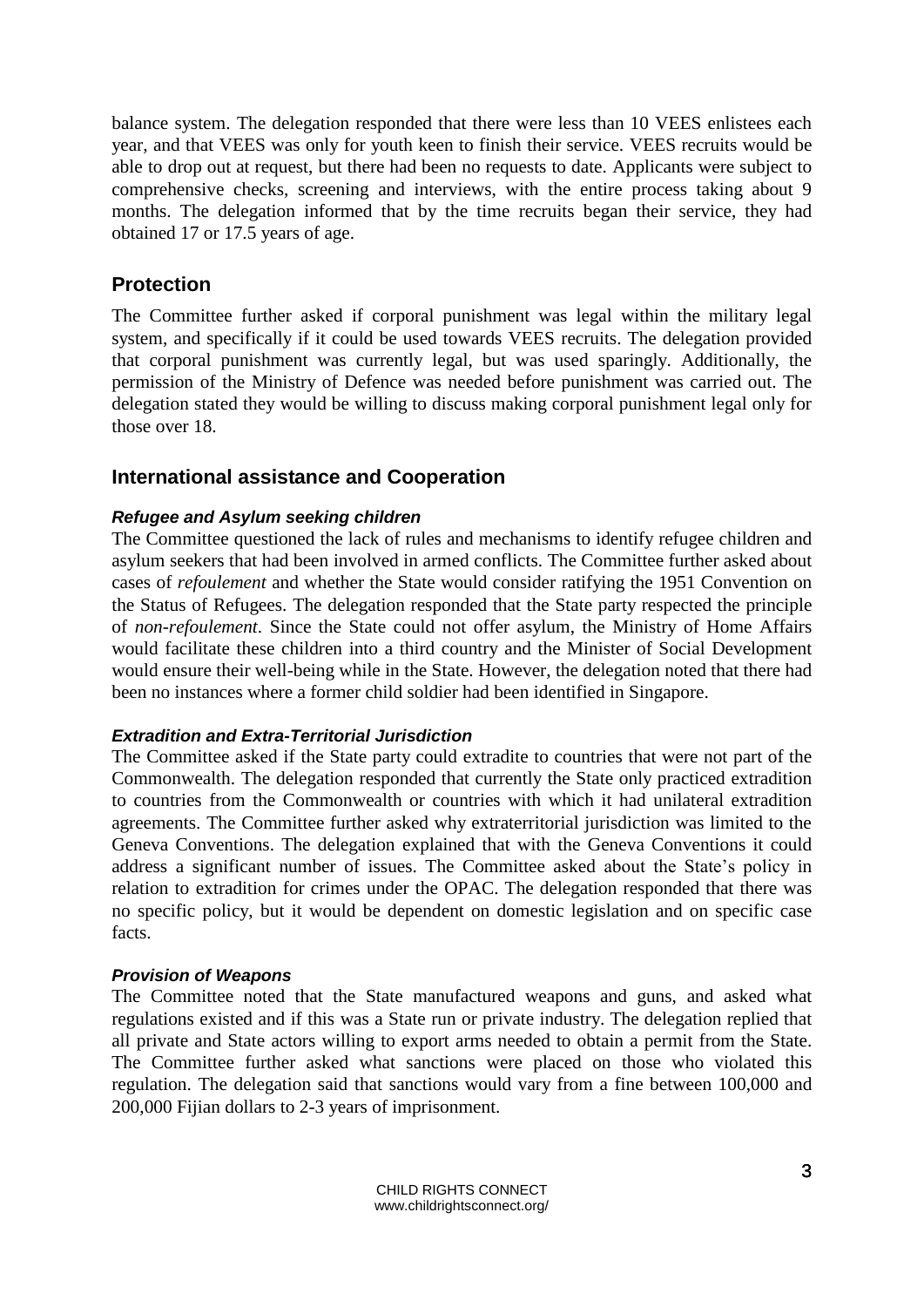balance system. The delegation responded that there were less than 10 VEES enlistees each year, and that VEES was only for youth keen to finish their service. VEES recruits would be able to drop out at request, but there had been no requests to date. Applicants were subject to comprehensive checks, screening and interviews, with the entire process taking about 9 months. The delegation informed that by the time recruits began their service, they had obtained 17 or 17.5 years of age.

## Protection

The Committee further asked if corporal punishment was legal within the military legal system, and specifically if it could be used towards VEES recruits. The delegation provided that corporal punishment was currently legal, but was used sparingly. Additionally, the permission of the Ministry of Defence was needed before punishment was carried out. The delegation stated they would be willing to discuss making corporal punishment legal only for those over 18.

## International assistance and Cooperation

### *Refugee and Asylum seeking children*

The Committee questioned the lack of rules and mechanisms to identify refugee children and asylum seekers that had been involved in armed conflicts. The Committee further asked about cases of *refoulement* and whether the State would consider ratifying the 1951 Convention on the Status of Refugees. The delegation responded that the State party respected the principle of *non-refoulement*. Since the State could not offer asylum, the Ministry of Home Affairs would facilitate these children into a third country and the Minister of Social Development would ensure their well-being while in the State. However, the delegation noted that there had been no instances where a former child soldier had been identified in Singapore.

### *Extradition and Extra-Territorial Jurisdiction*

The Committee asked if the State party could extradite to countries that were not part of the Commonwealth. The delegation responded that currently the State only practiced extradition to countries from the Commonwealth or countries with which it had unilateral extradition agreements. The Committee further asked why extraterritorial jurisdiction was limited to the Geneva Conventions. The delegation explained that with the Geneva Conventions it could address a significant number of issues. The Committee asked about the State's policy in relation to extradition for crimes under the OPAC. The delegation responded that there was no specific policy, but it would be dependent on domestic legislation and on specific case facts.

### *Provision of Weapons*

The Committee noted that the State manufactured weapons and guns, and asked what regulations existed and if this was a State run or private industry. The delegation replied that all private and State actors willing to export arms needed to obtain a permit from the State. The Committee further asked what sanctions were placed on those who violated this regulation. The delegation said that sanctions would vary from a fine between 100,000 and 200,000 Fijian dollars to 2-3 years of imprisonment.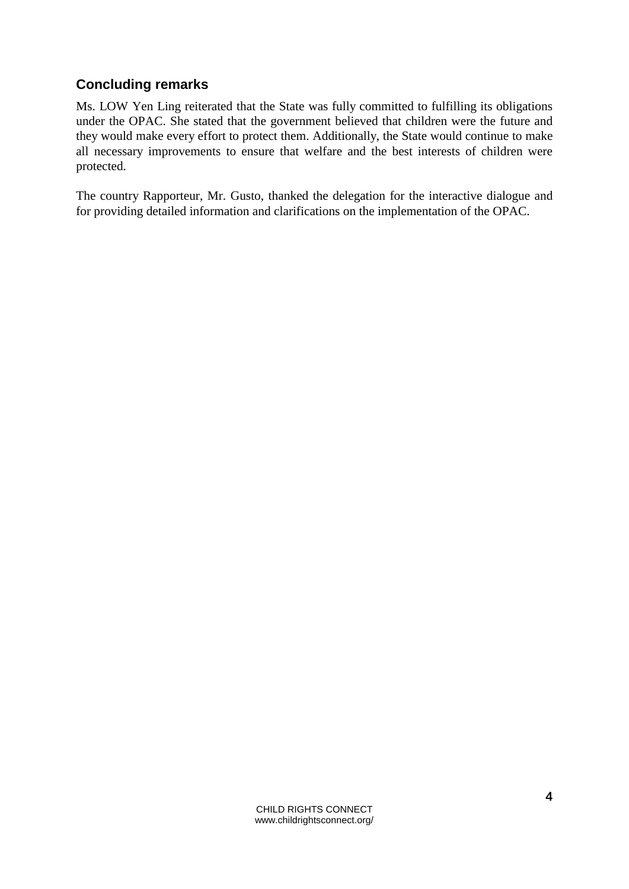## Concluding remarks

Ms. LOW Yen Ling reiterated that the State was fully committed to fulfilling its obligations under the OPAC. She stated that the government believed that children were the future and they would make every effort to protect them. Additionally, the State would continue to make all necessary improvements to ensure that welfare and the best interests of children were protected.

The country Rapporteur, Mr. Gusto, thanked the delegation for the interactive dialogue and for providing detailed information and clarifications on the implementation of the OPAC.